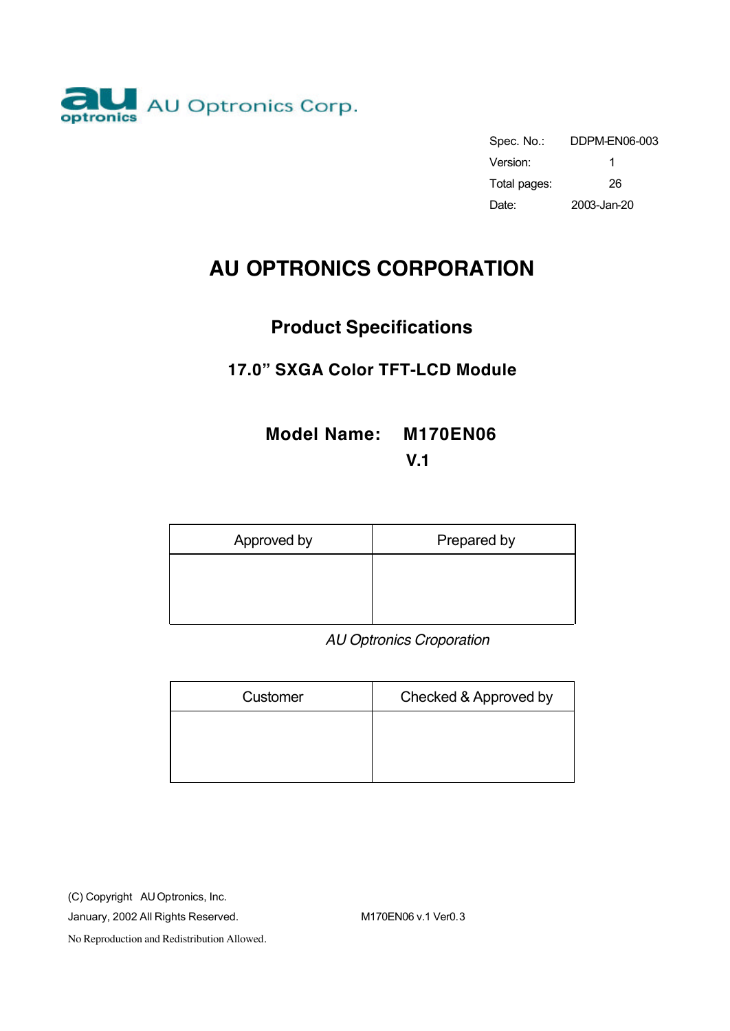AU Optronics Corp.

| Spec. No.: | DDPM-EN06-003 |
|---|---|
| Version: | 1 |
| Total pages: | 26 |
| Date: | 2003-Jan-20 |

# AU OPTRONICS CORPORATION

## Product Specifications

### 17.0" SXGA Color TFT-LCD Module

**Model Name: M170EN06 V.1**

| Approved by | Prepared by |
|---|---|
| | |

*AU Optronics Croporation*

| Customer | Checked & Approved by |
|---|---|
| | |

(C) Copyright AU Optronics, Inc.
January, 2002 All Rights Reserved.
No Reproduction and Redistribution Allowed.

M170EN06 v.1 Ver0.3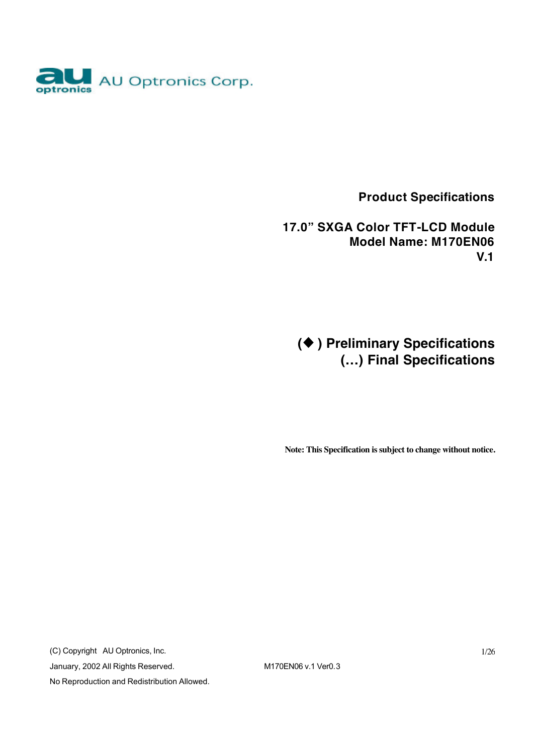AU Optronics Corp.

**Product Specifications**

**17.0" SXGA Color TFT-LCD Module**
**Model Name: M170EN06**
**V.1**

**(◆ ) Preliminary Specifications**
**(…) Final Specifications**

**Note: This Specification is subject to change without notice.**

(C) Copyright AU Optronics, Inc.
January, 2002 All Rights Reserved.
No Reproduction and Redistribution Allowed.

M170EN06 v.1 Ver0.3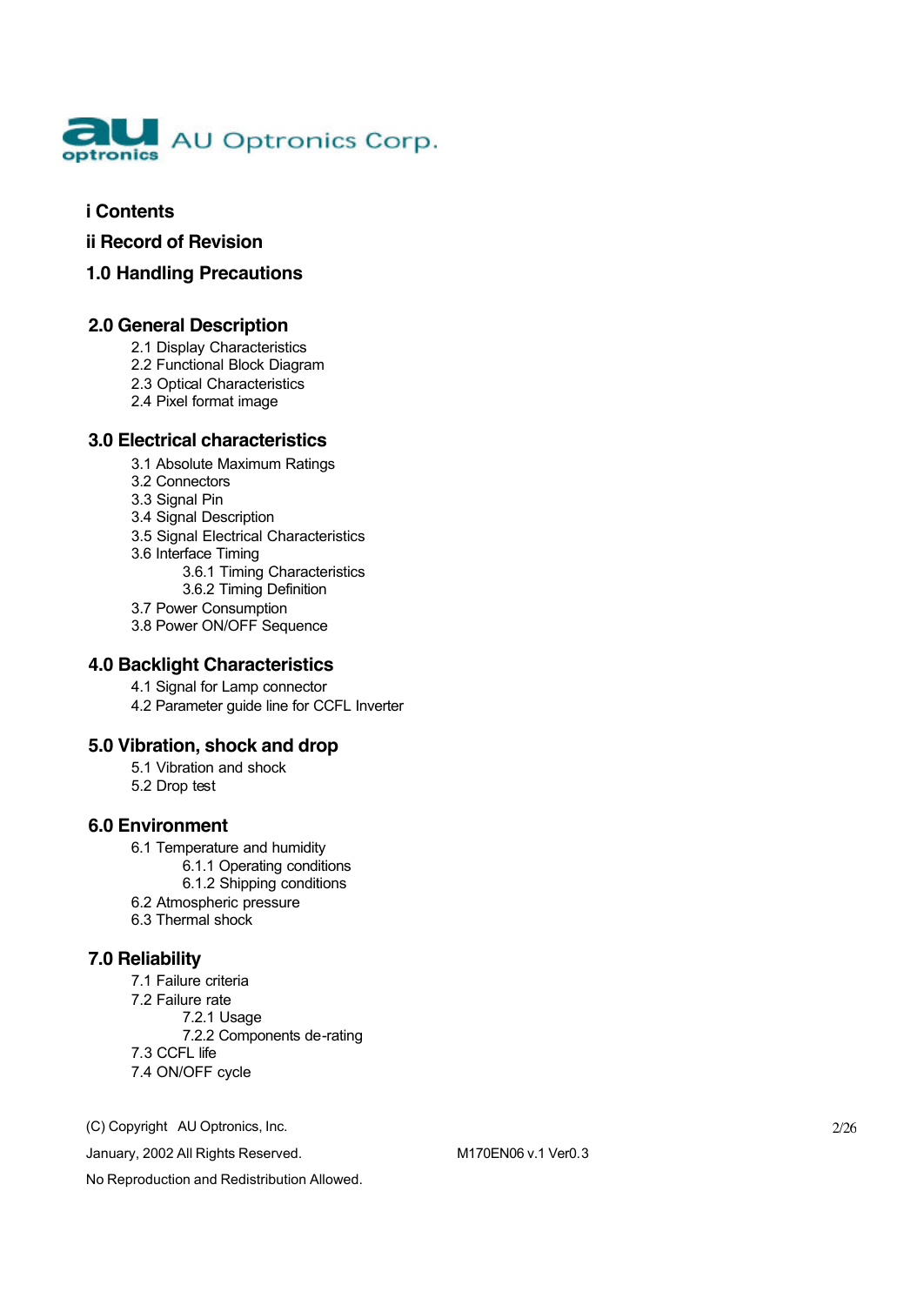**i Contents**

**ii Record of Revision**

**1.0 Handling Precautions**

**2.0 General Description**

- 2.1 Display Characteristics
- 2.2 Functional Block Diagram
- 2.3 Optical Characteristics
- 2.4 Pixel format image

**3.0 Electrical characteristics**

- 3.1 Absolute Maximum Ratings
- 3.2 Connectors
- 3.3 Signal Pin
- 3.4 Signal Description
- 3.5 Signal Electrical Characteristics
- 3.6 Interface Timing
  - 3.6.1 Timing Characteristics
  - 3.6.2 Timing Definition
- 3.7 Power Consumption
- 3.8 Power ON/OFF Sequence

**4.0 Backlight Characteristics**

- 4.1 Signal for Lamp connector
- 4.2 Parameter guide line for CCFL Inverter

**5.0 Vibration, shock and drop**

- 5.1 Vibration and shock
- 5.2 Drop test

**6.0 Environment**

- 6.1 Temperature and humidity
  - 6.1.1 Operating conditions
  - 6.1.2 Shipping conditions
- 6.2 Atmospheric pressure
- 6.3 Thermal shock

**7.0 Reliability**

- 7.1 Failure criteria
- 7.2 Failure rate
  - 7.2.1 Usage
  - 7.2.2 Components de-rating
- 7.3 CCFL life
- 7.4 ON/OFF cycle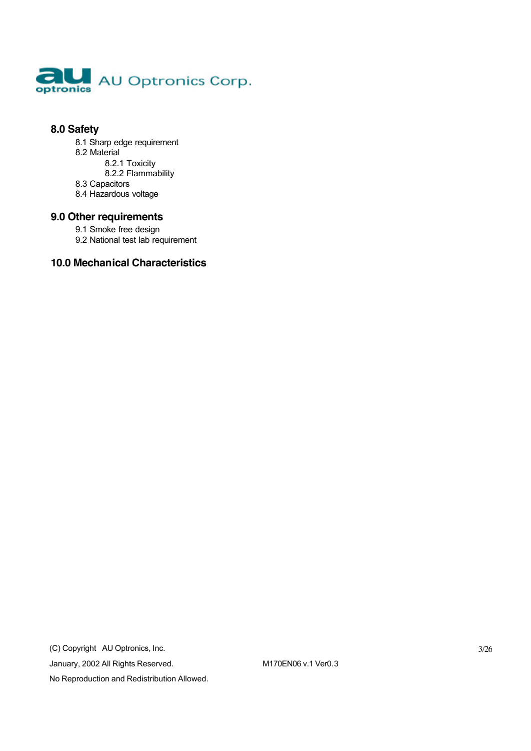## 8.0 Safety

- 8.1 Sharp edge requirement
- 8.2 Material
  - 8.2.1 Toxicity
  - 8.2.2 Flammability
- 8.3 Capacitors
- 8.4 Hazardous voltage

## 9.0 Other requirements

- 9.1 Smoke free design
- 9.2 National test lab requirement

## 10.0 Mechanical Characteristics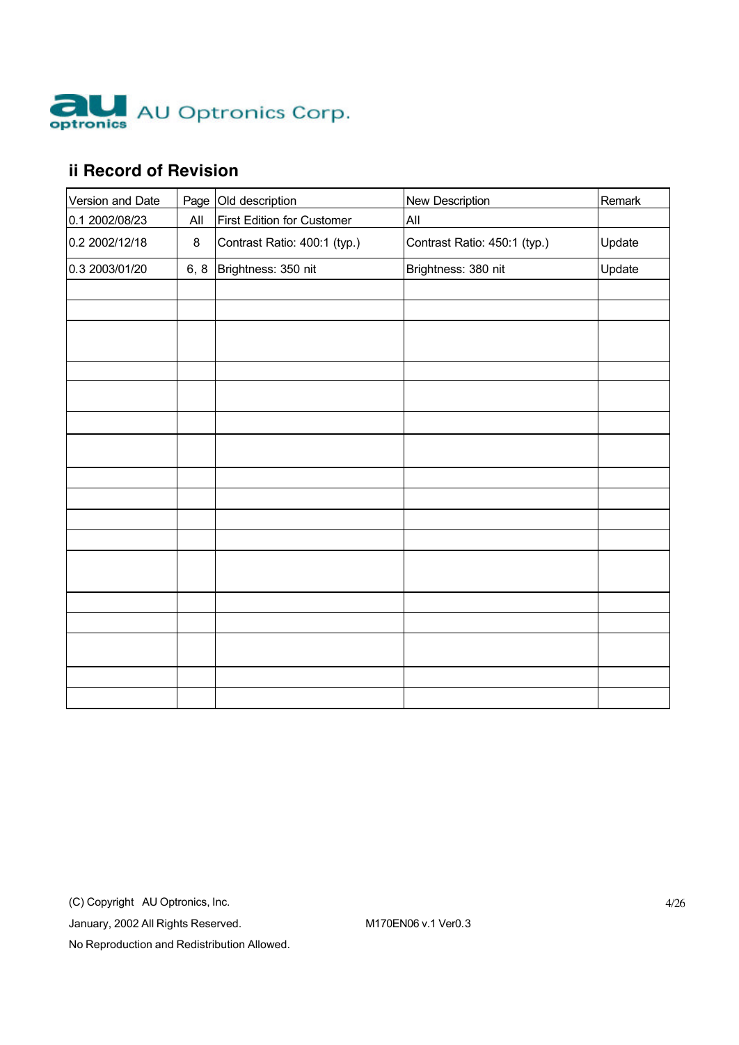## ii Record of Revision

| Version and Date | Page | Old description | New Description | Remark |
|---|---|---|---|---|
| 0.1 2002/08/23 | All | First Edition for Customer | All | |
| 0.2 2002/12/18 | 8 | Contrast Ratio: 400:1 (typ.) | Contrast Ratio: 450:1 (typ.) | Update |
| 0.3 2003/01/20 | 6, 8 | Brightness: 350 nit | Brightness: 380 nit | Update |
| | | | | |
| | | | | |
| | | | | |
| | | | | |
| | | | | |
| | | | | |
| | | | | |
| | | | | |
| | | | | |
| | | | | |
| | | | | |
| | | | | |
| | | | | |
| | | | | |
| | | | | |
| | | | | |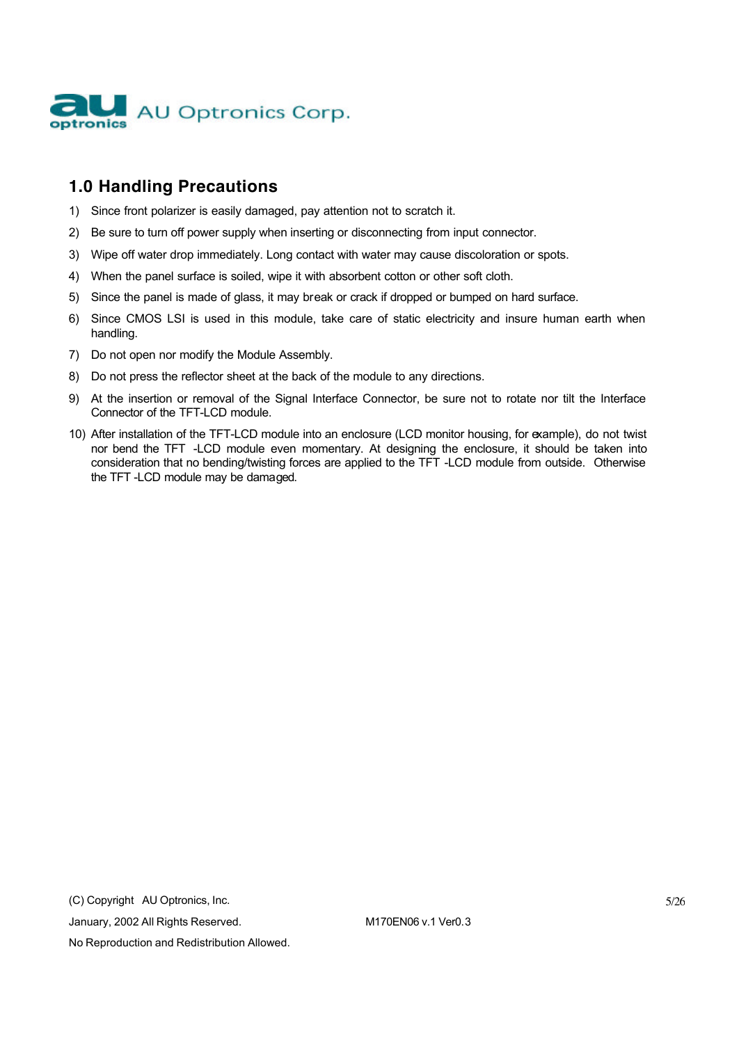## 1.0 Handling Precautions

1) Since front polarizer is easily damaged, pay attention not to scratch it.
2) Be sure to turn off power supply when inserting or disconnecting from input connector.
3) Wipe off water drop immediately. Long contact with water may cause discoloration or spots.
4) When the panel surface is soiled, wipe it with absorbent cotton or other soft cloth.
5) Since the panel is made of glass, it may break or crack if dropped or bumped on hard surface.
6) Since CMOS LSI is used in this module, take care of static electricity and insure human earth when handling.
7) Do not open nor modify the Module Assembly.
8) Do not press the reflector sheet at the back of the module to any directions.
9) At the insertion or removal of the Signal Interface Connector, be sure not to rotate nor tilt the Interface Connector of the TFT-LCD module.
10) After installation of the TFT-LCD module into an enclosure (LCD monitor housing, for example), do not twist nor bend the TFT -LCD module even momentary. At designing the enclosure, it should be taken into consideration that no bending/twisting forces are applied to the TFT -LCD module from outside. Otherwise the TFT -LCD module may be damaged.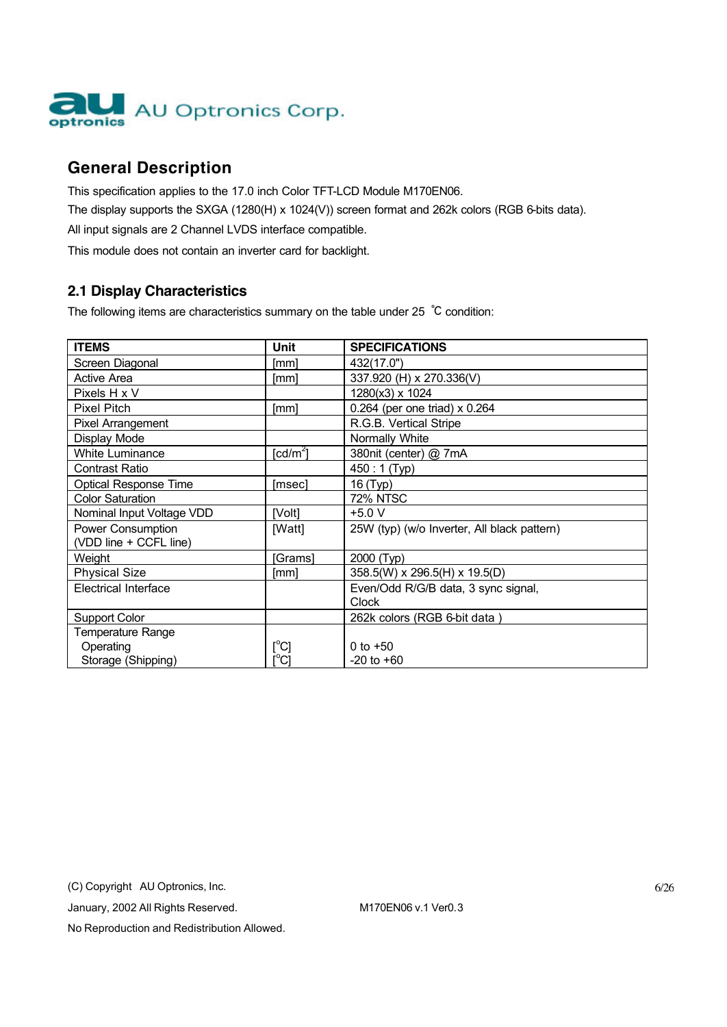## General Description

This specification applies to the 17.0 inch Color TFT-LCD Module M170EN06.

The display supports the SXGA (1280(H) x 1024(V)) screen format and 262k colors (RGB 6-bits data).

All input signals are 2 Channel LVDS interface compatible.

This module does not contain an inverter card for backlight.

### 2.1 Display Characteristics

The following items are characteristics summary on the table under 25 ℃ condition:

| ITEMS | Unit | SPECIFICATIONS |
|---|---|---|
| Screen Diagonal | [mm] | 432(17.0") |
| Active Area | [mm] | 337.920 (H) x 270.336(V) |
| Pixels H x V | | 1280(x3) x 1024 |
| Pixel Pitch | [mm] | 0.264 (per one triad) x 0.264 |
| Pixel Arrangement | | R.G.B. Vertical Stripe |
| Display Mode | | Normally White |
| White Luminance | [cd/m$^2$] | 380nit (center) @ 7mA |
| Contrast Ratio | | 450 : 1 (Typ) |
| Optical Response Time | [msec] | 16 (Typ) |
| Color Saturation | | 72% NTSC |
| Nominal Input Voltage VDD | [Volt] | +5.0 V |
| Power Consumption (VDD line + CCFL line) | [Watt] | 25W (typ) (w/o Inverter, All black pattern) |
| Weight | [Grams] | 2000 (Typ) |
| Physical Size | [mm] | 358.5(W) x 296.5(H) x 19.5(D) |
| Electrical Interface | | Even/Odd R/G/B data, 3 sync signal, Clock |
| Support Color | | 262k colors (RGB 6-bit data ) |
| Temperature Range | | |
| Operating | [°C] | 0 to +50 |
| Storage (Shipping) | [°C] | -20 to +60 |

(C) Copyright AU Optronics, Inc.

January, 2002 All Rights Reserved.

M170EN06 v.1 Ver0.3

No Reproduction and Redistribution Allowed.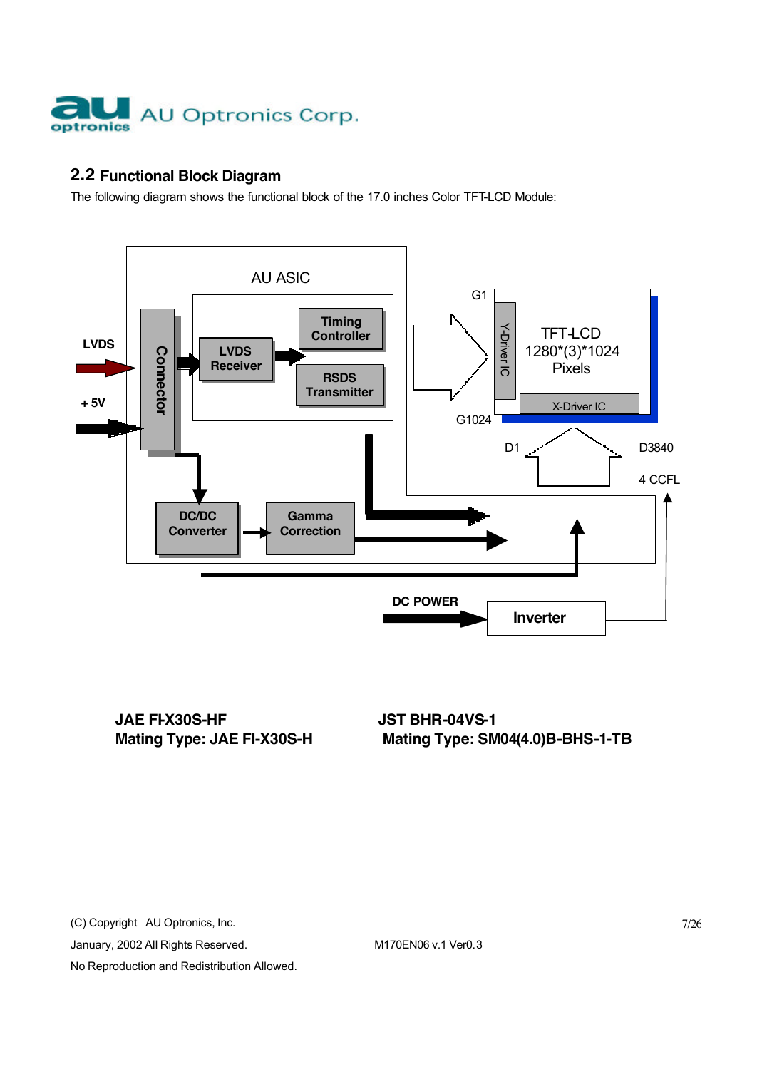## 2.2 Functional Block Diagram

The following diagram shows the functional block of the 17.0 inches Color TFT-LCD Module:

AU ASIC

LVDS

+ 5V

Connector

LVDS Receiver

Timing Controller

RSDS Transmitter

DC/DC Converter

Gamma Correction

G1

G1024

Y-Driver IC

TFT-LCD 1280*(3)*1024 Pixels

X-Driver IC

D1

D3840

4 CCFL

DC POWER

Inverter

**JAE FI-X30S-HF**
**Mating Type: JAE FI-X30S-H**

**JST BHR-04VS-1**
**Mating Type: SM04(4.0)B-BHS-1-TB**

(C) Copyright AU Optronics, Inc.
January, 2002 All Rights Reserved.
No Reproduction and Redistribution Allowed.

M170EN06 v.1 Ver0.3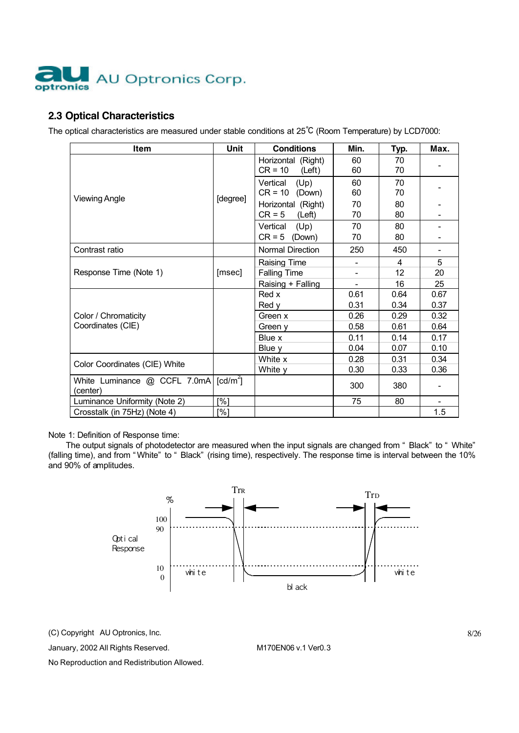## 2.3 Optical Characteristics

The optical characteristics are measured under stable conditions at 25℃ (Room Temperature) by LCD7000:

| Item | Unit | Conditions | Min. | Typ. | Max. |
|---|---|---|---|---|---|
| Viewing Angle | [degree] | Horizontal (Right) CR = 10 (Left) | 60<br>60 | 70<br>70 | - |
| | | Vertical (Up) CR = 10 (Down) | 60<br>60 | 70<br>70 | - |
| | | Horizontal (Right) CR = 5 (Left) | 70<br>70 | 80<br>80 | -<br>- |
| | | Vertical (Up) CR = 5 (Down) | 70<br>70 | 80<br>80 | -<br>- |
| Contrast ratio | | Normal Direction | 250 | 450 | - |
| Response Time (Note 1) | [msec] | Raising Time | - | 4 | 5 |
| | | Falling Time | - | 12 | 20 |
| | | Raising + Falling | - | 16 | 25 |
| Color / Chromaticity Coordinates (CIE) | | Red x | 0.61 | 0.64 | 0.67 |
| | | Red y | 0.31 | 0.34 | 0.37 |
| | | Green x | 0.26 | 0.29 | 0.32 |
| | | Green y | 0.58 | 0.61 | 0.64 |
| | | Blue x | 0.11 | 0.14 | 0.17 |
| | | Blue y | 0.04 | 0.07 | 0.10 |
| Color Coordinates (CIE) White | | White x | 0.28 | 0.31 | 0.34 |
| | | White y | 0.30 | 0.33 | 0.36 |
| White Luminance @ CCFL 7.0mA (center) | [cd/m$^2$] | | 300 | 380 | - |
| Luminance Uniformity (Note 2) | [%] | | 75 | 80 | - |
| Crosstalk (in 75Hz) (Note 4) | [%] | | | | 1.5 |

Note 1: Definition of Response time:

The output signals of photodetector are measured when the input signals are changed from " Black" to " White" (falling time), and from "White" to " Black" (rising time), respectively. The response time is interval between the 10% and 90% of amplitudes.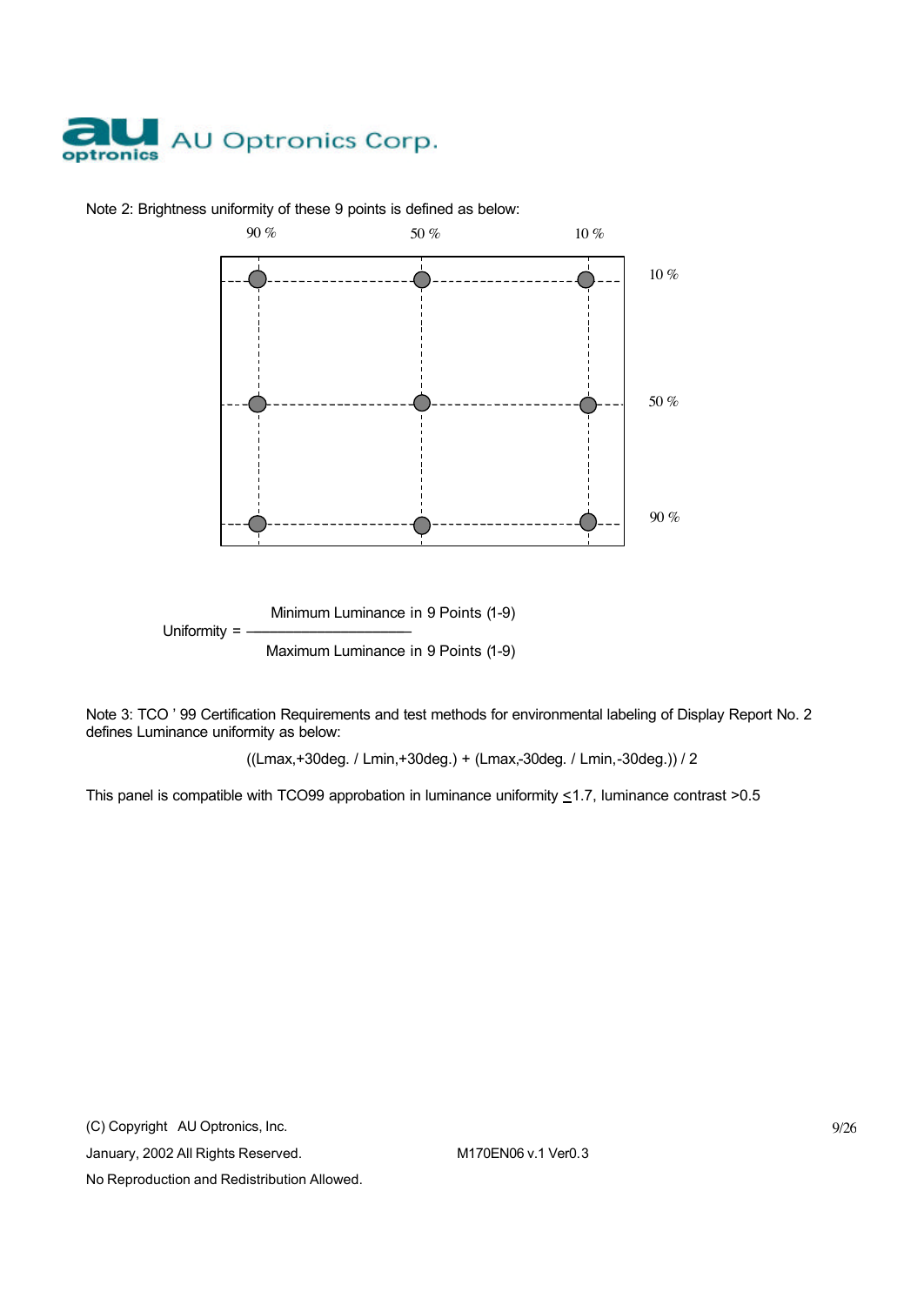Note 2: Brightness uniformity of these 9 points is defined as below:

90 %　　　50 %　　　10 %

10 %

50 %

90 %

$$\text{Uniformity} = \frac{\text{Minimum Luminance in 9 Points (1-9)}}{\text{Maximum Luminance in 9 Points (1-9)}}$$

Note 3: TCO ' 99 Certification Requirements and test methods for environmental labeling of Display Report No. 2 defines Luminance uniformity as below:

((Lmax,+30deg. / Lmin,+30deg.) + (Lmax,-30deg. / Lmin,-30deg.)) / 2

This panel is compatible with TCO99 approbation in luminance uniformity $\leq$1.7, luminance contrast >0.5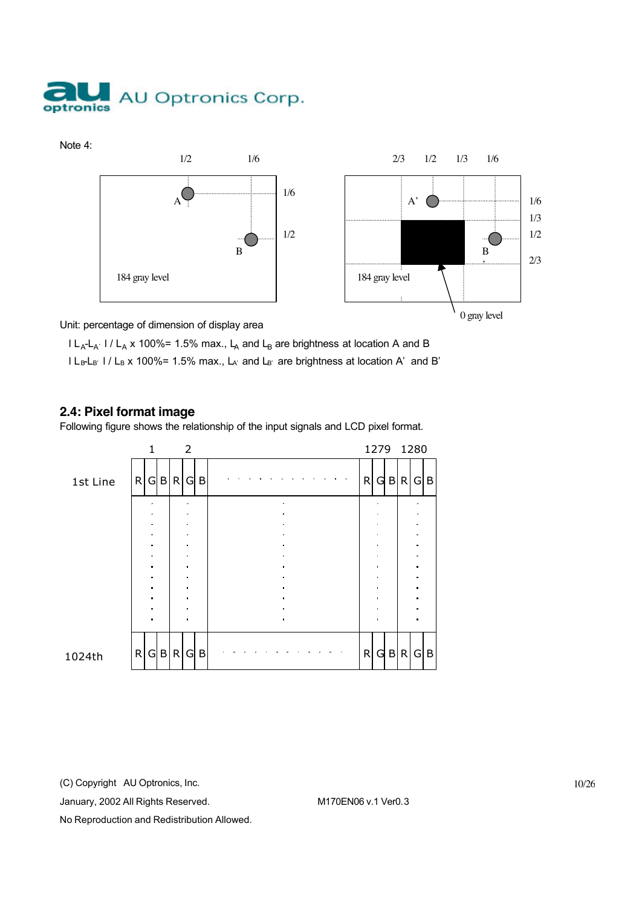Note 4:

Unit: percentage of dimension of display area

$| L_A - L_{A'} | / L_A \times 100\% = 1.5\%$ max., $L_A$ and $L_B$ are brightness at location A and B

$| L_B - L_{B'} | / L_B \times 100\% = 1.5\%$ max., $L_{A'}$ and $L_{B'}$ are brightness at location A' and B'

## 2.4: Pixel format image

Following figure shows the relationship of the input signals and LCD pixel format.

| | 1 | | | 2 | | | ... | 1279 | | | 1280 | | |
|---|---|---|---|---|---|---|---|---|---|---|---|---|---|
| 1st Line | R | G | B | R | G | B | ... | R | G | B | R | G | B |
| ⋮ | ⋮ | | | ⋮ | | | ⋮ | ⋮ | | | ⋮ | | |
| 1024th | R | G | B | R | G | B | ... | R | G | B | R | G | B |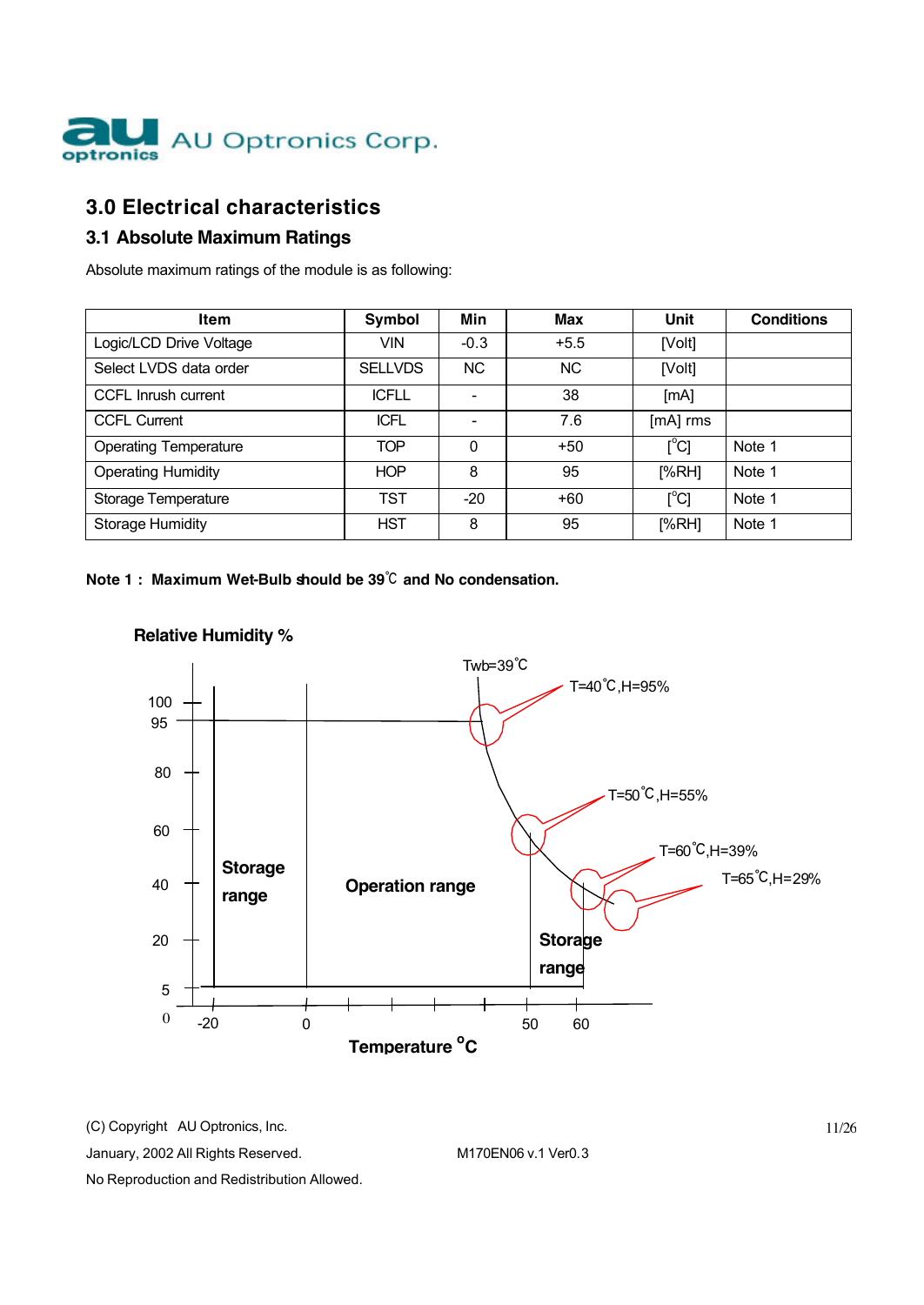## 3.0 Electrical characteristics

### 3.1 Absolute Maximum Ratings

Absolute maximum ratings of the module is as following:

| Item | Symbol | Min | Max | Unit | Conditions |
|---|---|---|---|---|---|
| Logic/LCD Drive Voltage | VIN | -0.3 | +5.5 | [Volt] | |
| Select LVDS data order | SELLVDS | NC | NC | [Volt] | |
| CCFL Inrush current | ICFLL | - | 38 | [mA] | |
| CCFL Current | ICFL | - | 7.6 | [mA] rms | |
| Operating Temperature | TOP | 0 | +50 | [°C] | Note 1 |
| Operating Humidity | HOP | 8 | 95 | [%RH] | Note 1 |
| Storage Temperature | TST | -20 | +60 | [°C] | Note 1 |
| Storage Humidity | HST | 8 | 95 | [%RH] | Note 1 |

**Note 1 : Maximum Wet-Bulb should be 39℃ and No condensation.**

**Relative Humidity %**

Twb=39℃

T=40℃,H=95%

T=50℃,H=55%

T=60℃,H=39%

T=65℃,H=29%

**Storage range**

**Operation range**

**Storage range**

**Temperature °C**

(C) Copyright AU Optronics, Inc.

January, 2002 All Rights Reserved.

M170EN06 v.1 Ver0.3

No Reproduction and Redistribution Allowed.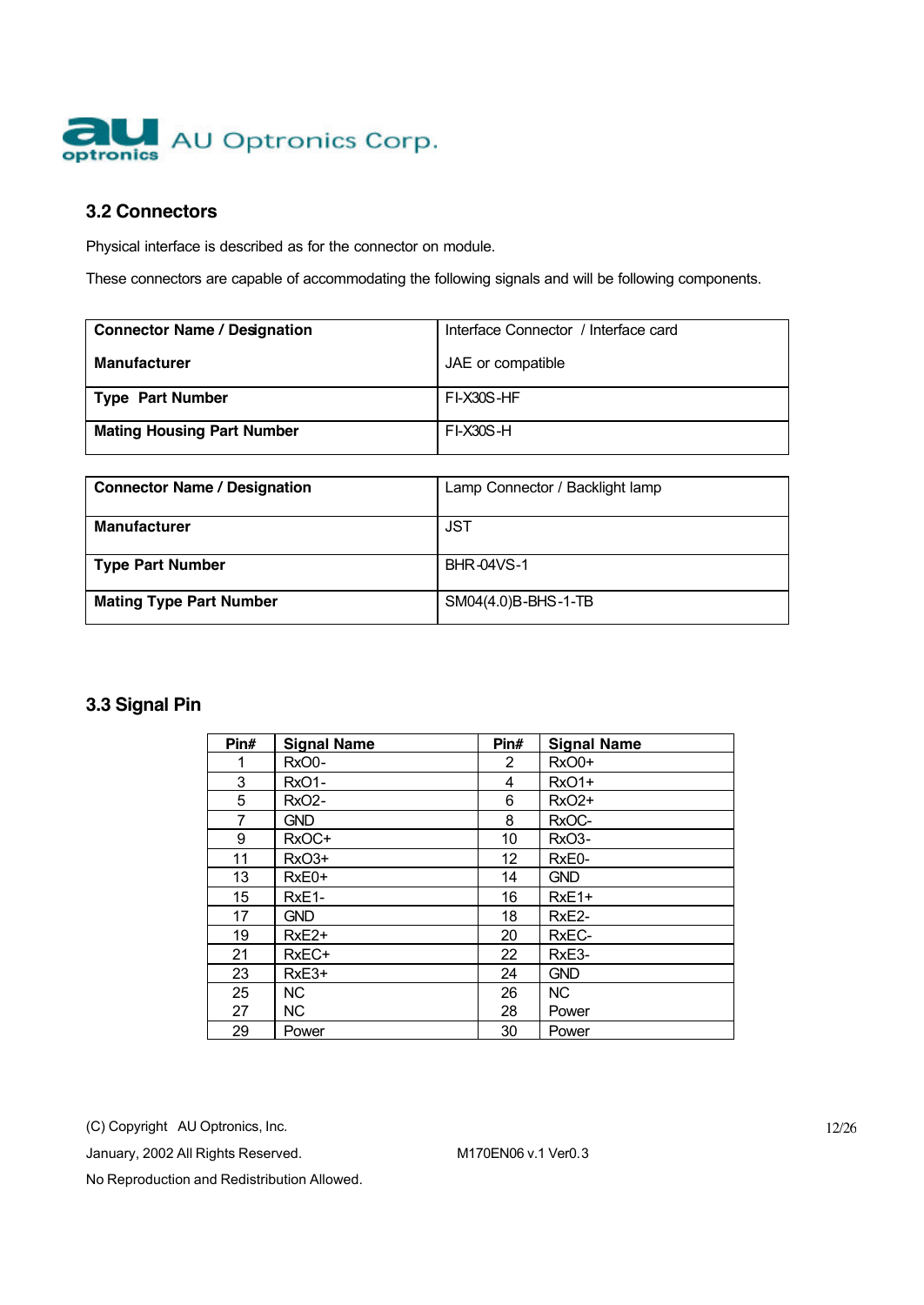### 3.2 Connectors

Physical interface is described as for the connector on module.

These connectors are capable of accommodating the following signals and will be following components.

| **Connector Name / Designation** | Interface Connector / Interface card |
|---|---|
| **Manufacturer** | JAE or compatible |
| **Type Part Number** | FI-X30S-HF |
| **Mating Housing Part Number** | FI-X30S-H |

| **Connector Name / Designation** | Lamp Connector / Backlight lamp |
|---|---|
| **Manufacturer** | JST |
| **Type Part Number** | BHR-04VS-1 |
| **Mating Type Part Number** | SM04(4.0)B-BHS-1-TB |

### 3.3 Signal Pin

| Pin# | Signal Name | Pin# | Signal Name |
|---|---|---|---|
| 1 | RxO0- | 2 | RxO0+ |
| 3 | RxO1- | 4 | RxO1+ |
| 5 | RxO2- | 6 | RxO2+ |
| 7 | GND | 8 | RxOC- |
| 9 | RxOC+ | 10 | RxO3- |
| 11 | RxO3+ | 12 | RxE0- |
| 13 | RxE0+ | 14 | GND |
| 15 | RxE1- | 16 | RxE1+ |
| 17 | GND | 18 | RxE2- |
| 19 | RxE2+ | 20 | RxEC- |
| 21 | RxEC+ | 22 | RxE3- |
| 23 | RxE3+ | 24 | GND |
| 25 | NC | 26 | NC |
| 27 | NC | 28 | Power |
| 29 | Power | 30 | Power |

(C) Copyright AU Optronics, Inc.
January, 2002 All Rights Reserved. M170EN06 v.1 Ver0.3
No Reproduction and Redistribution Allowed.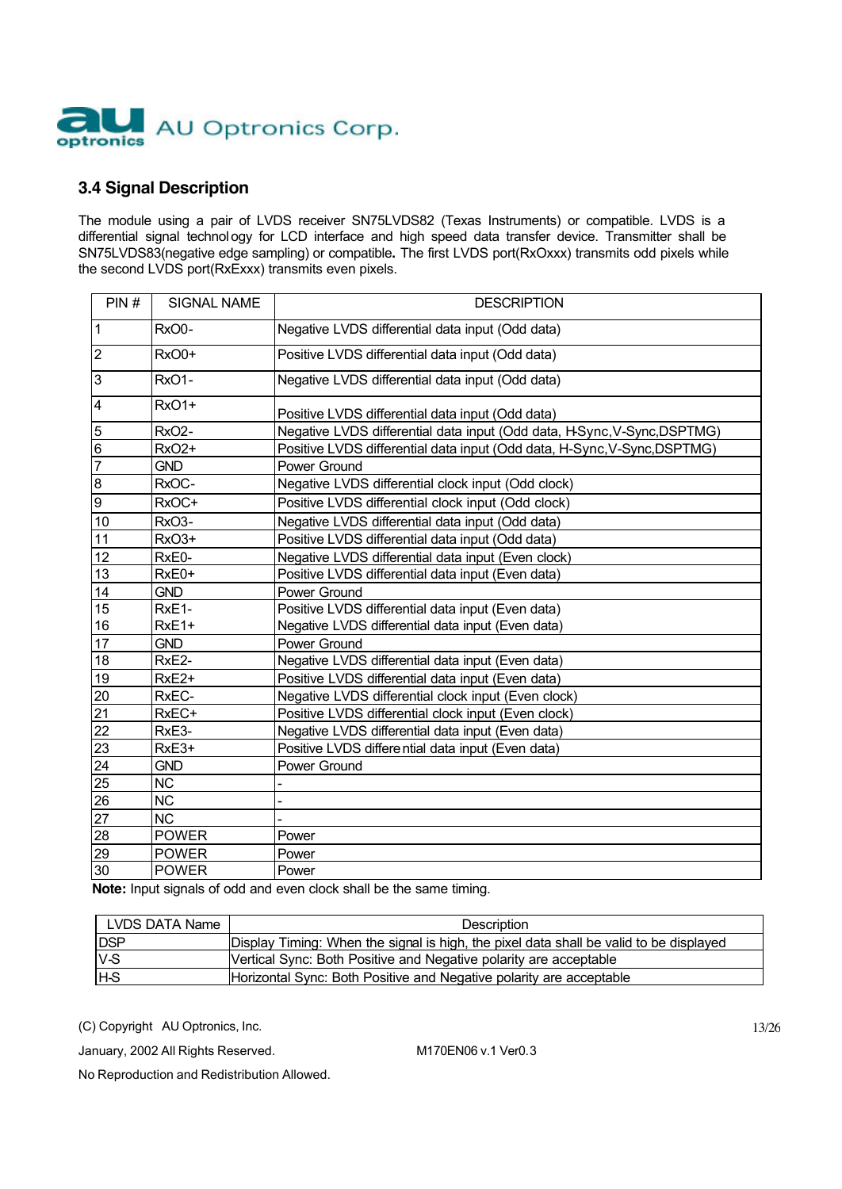## 3.4 Signal Description

The module using a pair of LVDS receiver SN75LVDS82 (Texas Instruments) or compatible. LVDS is a differential signal technology for LCD interface and high speed data transfer device. Transmitter shall be SN75LVDS83(negative edge sampling) or compatible**.** The first LVDS port(RxOxxx) transmits odd pixels while the second LVDS port(RxExxx) transmits even pixels.

| PIN # | SIGNAL NAME | DESCRIPTION |
|---|---|---|
| 1 | RxO0- | Negative LVDS differential data input (Odd data) |
| 2 | RxO0+ | Positive LVDS differential data input (Odd data) |
| 3 | RxO1- | Negative LVDS differential data input (Odd data) |
| 4 | RxO1+ | Positive LVDS differential data input (Odd data) |
| 5 | RxO2- | Negative LVDS differential data input (Odd data, H-Sync,V-Sync,DSPTMG) |
| 6 | RxO2+ | Positive LVDS differential data input (Odd data, H-Sync,V-Sync,DSPTMG) |
| 7 | GND | Power Ground |
| 8 | RxOC- | Negative LVDS differential clock input (Odd clock) |
| 9 | RxOC+ | Positive LVDS differential clock input (Odd clock) |
| 10 | RxO3- | Negative LVDS differential data input (Odd data) |
| 11 | RxO3+ | Positive LVDS differential data input (Odd data) |
| 12 | RxE0- | Negative LVDS differential data input (Even clock) |
| 13 | RxE0+ | Positive LVDS differential data input (Even data) |
| 14 | GND | Power Ground |
| 15 | RxE1- | Positive LVDS differential data input (Even data) |
| 16 | RxE1+ | Negative LVDS differential data input (Even data) |
| 17 | GND | Power Ground |
| 18 | RxE2- | Negative LVDS differential data input (Even data) |
| 19 | RxE2+ | Positive LVDS differential data input (Even data) |
| 20 | RxEC- | Negative LVDS differential clock input (Even clock) |
| 21 | RxEC+ | Positive LVDS differential clock input (Even clock) |
| 22 | RxE3- | Negative LVDS differential data input (Even data) |
| 23 | RxE3+ | Positive LVDS differential data input (Even data) |
| 24 | GND | Power Ground |
| 25 | NC | - |
| 26 | NC | - |
| 27 | NC | - |
| 28 | POWER | Power |
| 29 | POWER | Power |
| 30 | POWER | Power |

**Note:** Input signals of odd and even clock shall be the same timing.

| LVDS DATA Name | Description |
|---|---|
| DSP | Display Timing: When the signal is high, the pixel data shall be valid to be displayed |
| V-S | Vertical Sync: Both Positive and Negative polarity are acceptable |
| H-S | Horizontal Sync: Both Positive and Negative polarity are acceptable |

(C) Copyright AU Optronics, Inc.
January, 2002 All Rights Reserved. M170EN06 v.1 Ver0.3
No Reproduction and Redistribution Allowed.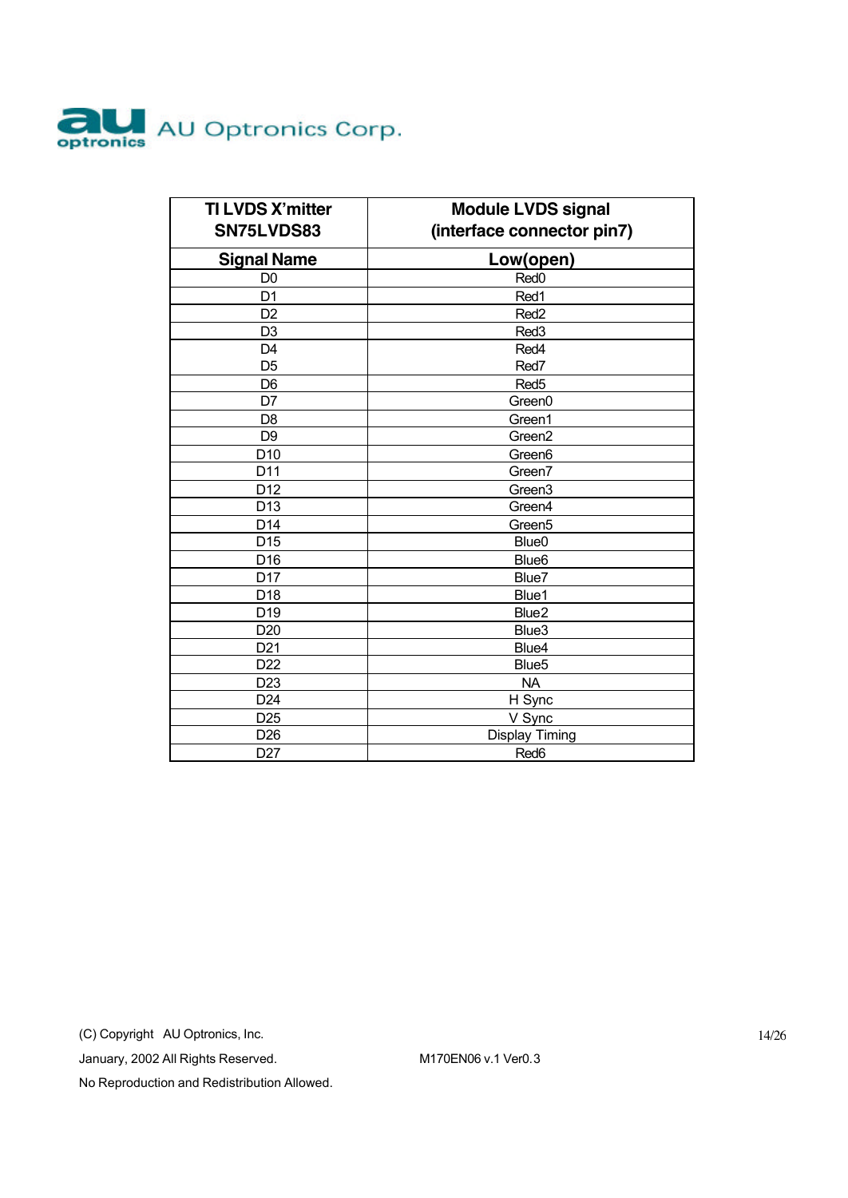| TI LVDS X'mitter SN75LVDS83 | Module LVDS signal (interface connector pin7) |
|---|---|
| **Signal Name** | **Low(open)** |
| D0 | Red0 |
| D1 | Red1 |
| D2 | Red2 |
| D3 | Red3 |
| D4 | Red4 |
| D5 | Red7 |
| D6 | Red5 |
| D7 | Green0 |
| D8 | Green1 |
| D9 | Green2 |
| D10 | Green6 |
| D11 | Green7 |
| D12 | Green3 |
| D13 | Green4 |
| D14 | Green5 |
| D15 | Blue0 |
| D16 | Blue6 |
| D17 | Blue7 |
| D18 | Blue1 |
| D19 | Blue2 |
| D20 | Blue3 |
| D21 | Blue4 |
| D22 | Blue5 |
| D23 | NA |
| D24 | H Sync |
| D25 | V Sync |
| D26 | Display Timing |
| D27 | Red6 |

(C) Copyright AU Optronics, Inc.
January, 2002 All Rights Reserved. M170EN06 v.1 Ver0.3
No Reproduction and Redistribution Allowed.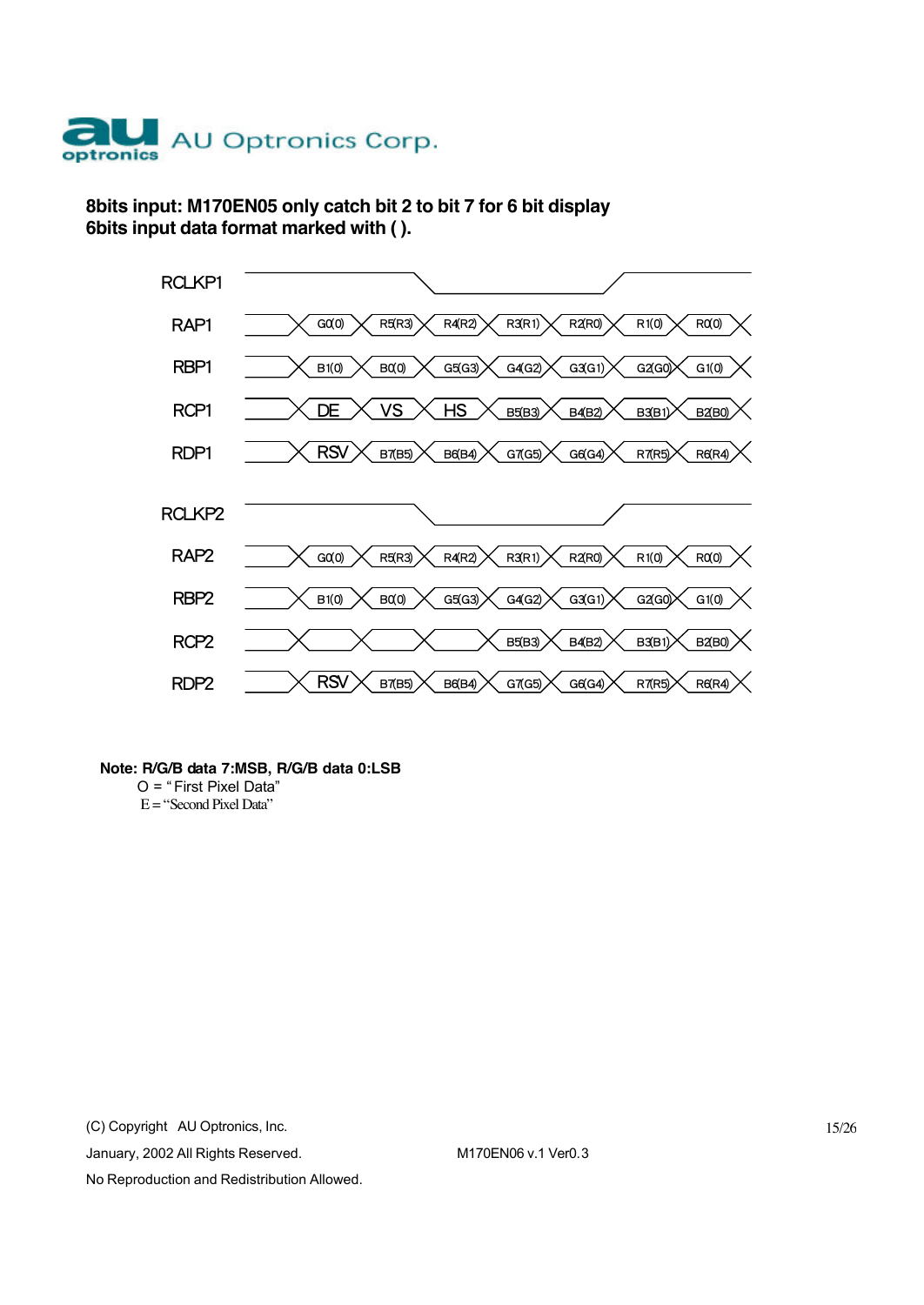**8bits input: M170EN05 only catch bit 2 to bit 7 for 6 bit display**
**6bits input data format marked with ( ).**

| Signal | | | | | | | |
|---|---|---|---|---|---|---|---|
| RCLKP1 | | | | | | | |
| RAP1 | G0(0) | R5(R3) | R4(R2) | R3(R1) | R2(R0) | R1(0) | R0(0) |
| RBP1 | B1(0) | B0(0) | G5(G3) | G4(G2) | G3(G1) | G2(G0) | G1(0) |
| RCP1 | DE | VS | HS | B5(B3) | B4(B2) | B3(B1) | B2(B0) |
| RDP1 | RSV | B7(B5) | B6(B4) | G7(G5) | G6(G4) | R7(R5) | R6(R4) |
| RCLKP2 | | | | | | | |
| RAP2 | G0(0) | R5(R3) | R4(R2) | R3(R1) | R2(R0) | R1(0) | R0(0) |
| RBP2 | B1(0) | B0(0) | G5(G3) | G4(G2) | G3(G1) | G2(G0) | G1(0) |
| RCP2 | | | | B5(B3) | B4(B2) | B3(B1) | B2(B0) |
| RDP2 | RSV | B7(B5) | B6(B4) | G7(G5) | G6(G4) | R7(R5) | R6(R4) |

**Note: R/G/B data 7:MSB, R/G/B data 0:LSB**

O = " First Pixel Data"

E = "Second Pixel Data"

(C) Copyright AU Optronics, Inc.

January, 2002 All Rights Reserved. M170EN06 v.1 Ver0.3

No Reproduction and Redistribution Allowed.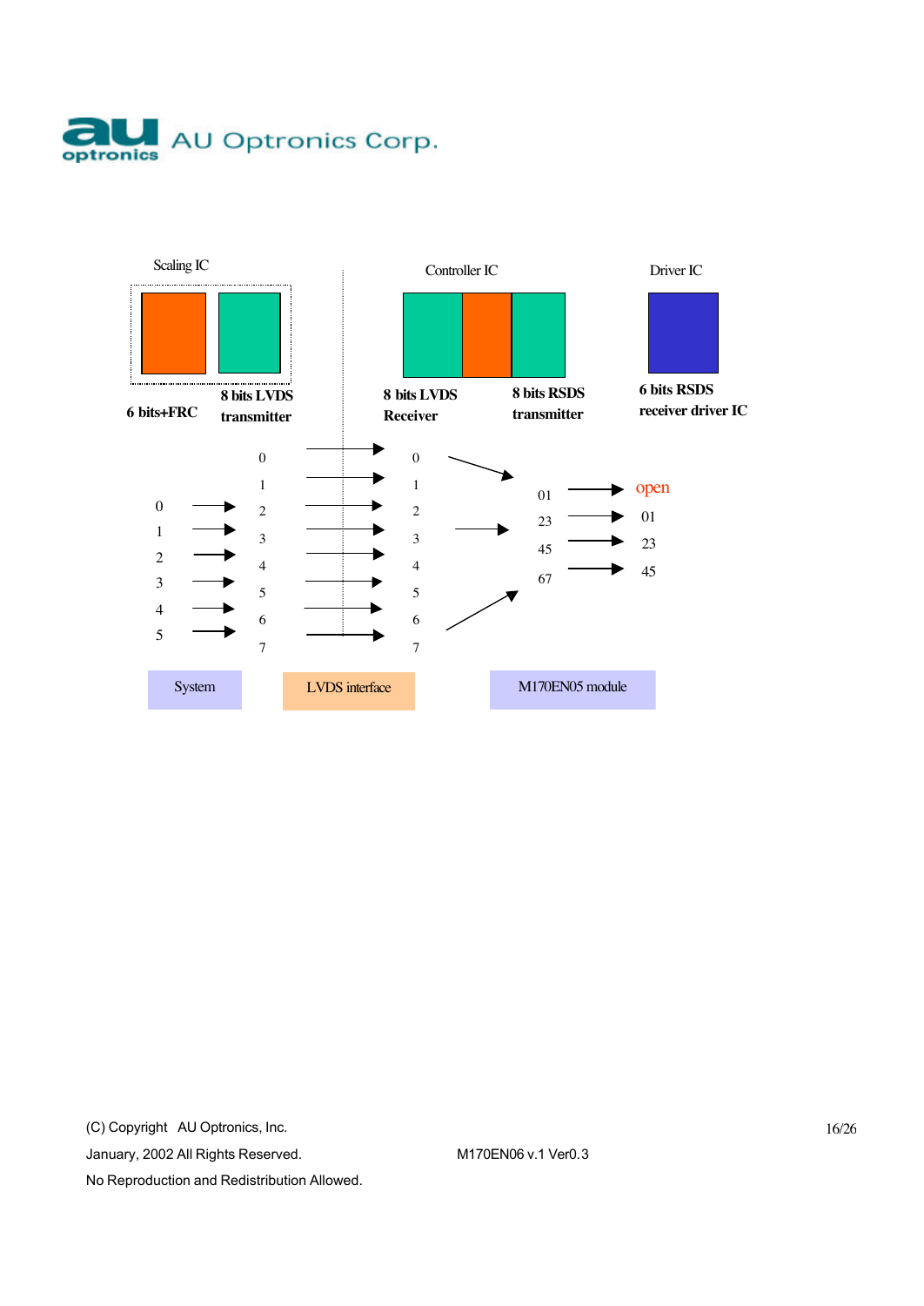Scaling IC

6 bits+FRC

8 bits LVDS transmitter

Controller IC

8 bits LVDS Receiver

8 bits RSDS transmitter

Driver IC

6 bits RSDS receiver driver IC

| System | LVDS interface | | M170EN05 module | |
|---|---|---|---|---|
| | 0 | 0 | | |
| | 1 | 1 | 01 | open |
| 0 | 2 | 2 | 23 | 01 |
| 1 | 3 | 3 | 45 | 23 |
| 2 | 4 | 4 | 67 | 45 |
| 3 | 5 | 5 | | |
| 4 | 6 | 6 | | |
| 5 | 7 | 7 | | |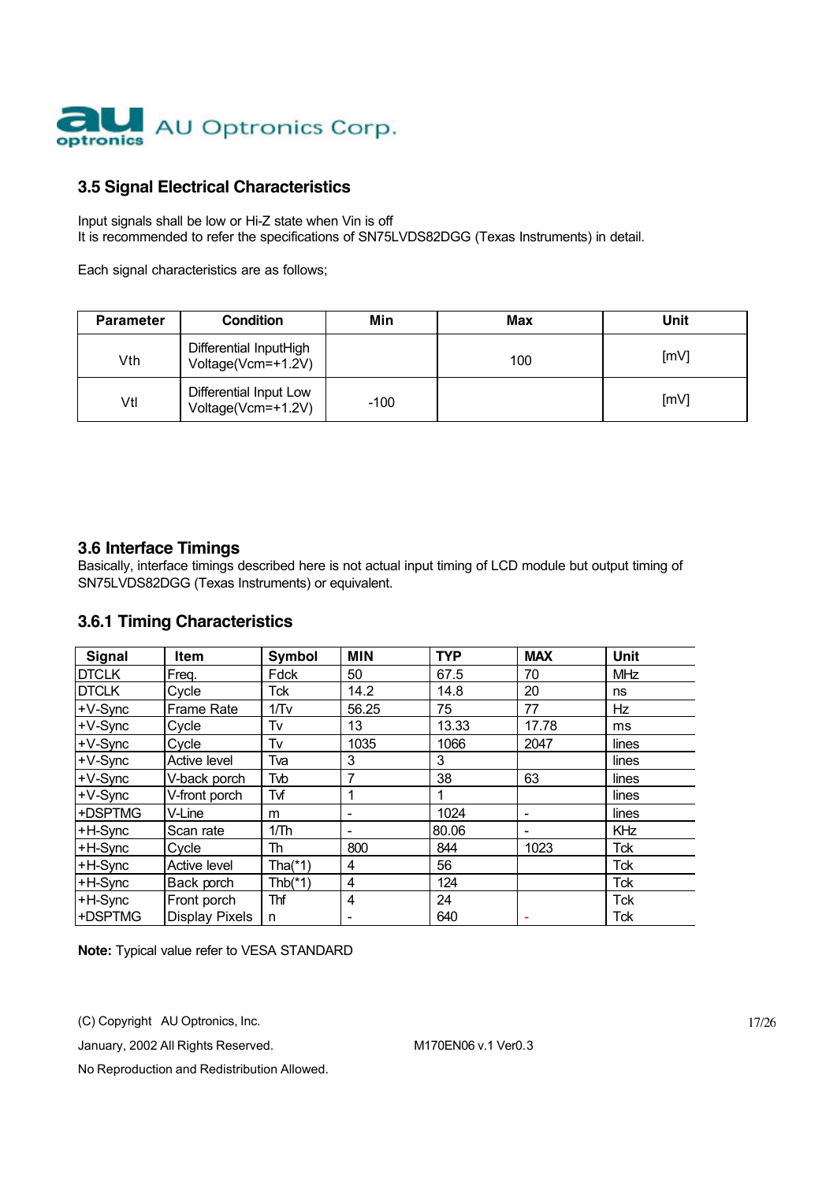## 3.5 Signal Electrical Characteristics

Input signals shall be low or Hi-Z state when Vin is off
It is recommended to refer the specifications of SN75LVDS82DGG (Texas Instruments) in detail.

Each signal characteristics are as follows;

| Parameter | Condition | Min | Max | Unit |
|---|---|---|---|---|
| Vth | Differential InputHigh Voltage(Vcm=+1.2V) | | 100 | [mV] |
| Vtl | Differential Input Low Voltage(Vcm=+1.2V) | -100 | | [mV] |

## 3.6 Interface Timings

Basically, interface timings described here is not actual input timing of LCD module but output timing of SN75LVDS82DGG (Texas Instruments) or equivalent.

### 3.6.1 Timing Characteristics

| Signal | Item | Symbol | MIN | TYP | MAX | Unit |
|---|---|---|---|---|---|---|
| DTCLK | Freq. | Fdck | 50 | 67.5 | 70 | MHz |
| DTCLK | Cycle | Tck | 14.2 | 14.8 | 20 | ns |
| +V-Sync | Frame Rate | 1/Tv | 56.25 | 75 | 77 | Hz |
| +V-Sync | Cycle | Tv | 13 | 13.33 | 17.78 | ms |
| +V-Sync | Cycle | Tv | 1035 | 1066 | 2047 | lines |
| +V-Sync | Active level | Tva | 3 | 3 | | lines |
| +V-Sync | V-back porch | Tvb | 7 | 38 | 63 | lines |
| +V-Sync | V-front porch | Tvf | 1 | 1 | | lines |
| +DSPTMG | V-Line | m | - | 1024 | - | lines |
| +H-Sync | Scan rate | 1/Th | - | 80.06 | - | KHz |
| +H-Sync | Cycle | Th | 800 | 844 | 1023 | Tck |
| +H-Sync | Active level | Tha(*1) | 4 | 56 | | Tck |
| +H-Sync | Back porch | Thb(*1) | 4 | 124 | | Tck |
| +H-Sync | Front porch | Thf | 4 | 24 | | Tck |
| +DSPTMG | Display Pixels | n | - | 640 | - | Tck |

**Note:** Typical value refer to VESA STANDARD

(C) Copyright AU Optronics, Inc.
January, 2002 All Rights Reserved. M170EN06 v.1 Ver0.3
No Reproduction and Redistribution Allowed.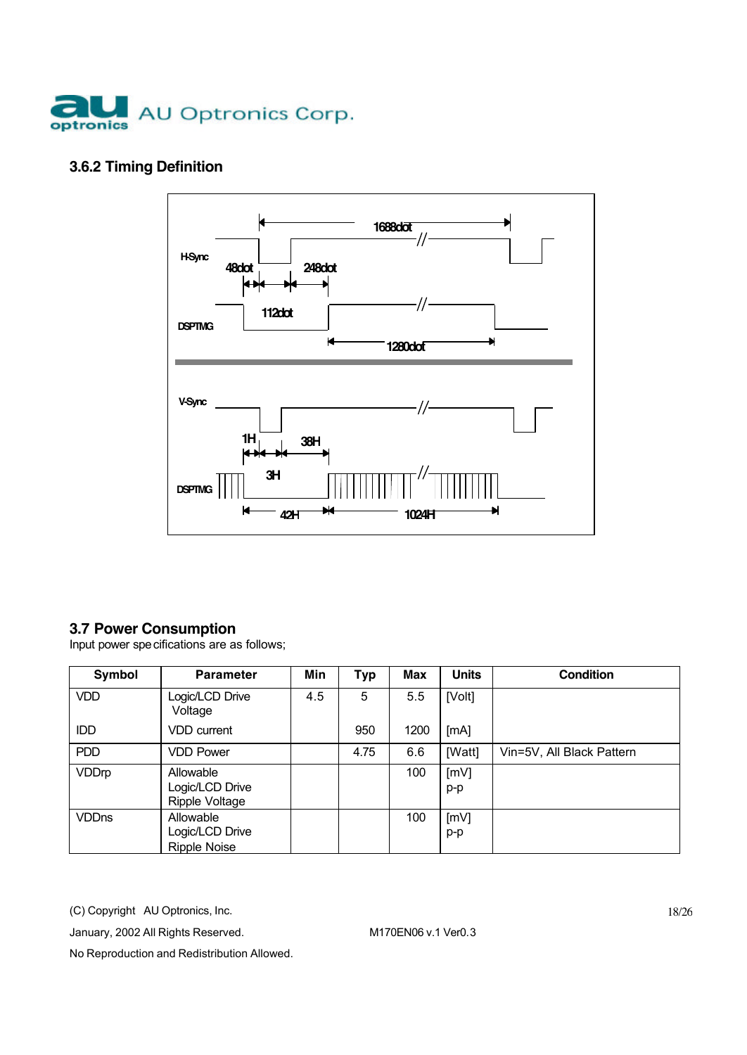### 3.6.2 Timing Definition

H-Sync

1688dot

48dot

248dot

112dot

DSPTMG

1280dot

V-Sync

1H

38H

3H

DSPTMG

42H

1024H

## 3.7 Power Consumption

Input power specifications are as follows;

| Symbol | Parameter | Min | Typ | Max | Units | Condition |
|---|---|---|---|---|---|---|
| VDD | Logic/LCD Drive Voltage | 4.5 | 5 | 5.5 | [Volt] | |
| IDD | VDD current | | 950 | 1200 | [mA] | |
| PDD | VDD Power | | 4.75 | 6.6 | [Watt] | Vin=5V, All Black Pattern |
| VDDrp | Allowable Logic/LCD Drive Ripple Voltage | | | 100 | [mV] p-p | |
| VDDns | Allowable Logic/LCD Drive Ripple Noise | | | 100 | [mV] p-p | |

(C) Copyright AU Optronics, Inc.

January, 2002 All Rights Reserved.

M170EN06 v.1 Ver0.3

No Reproduction and Redistribution Allowed.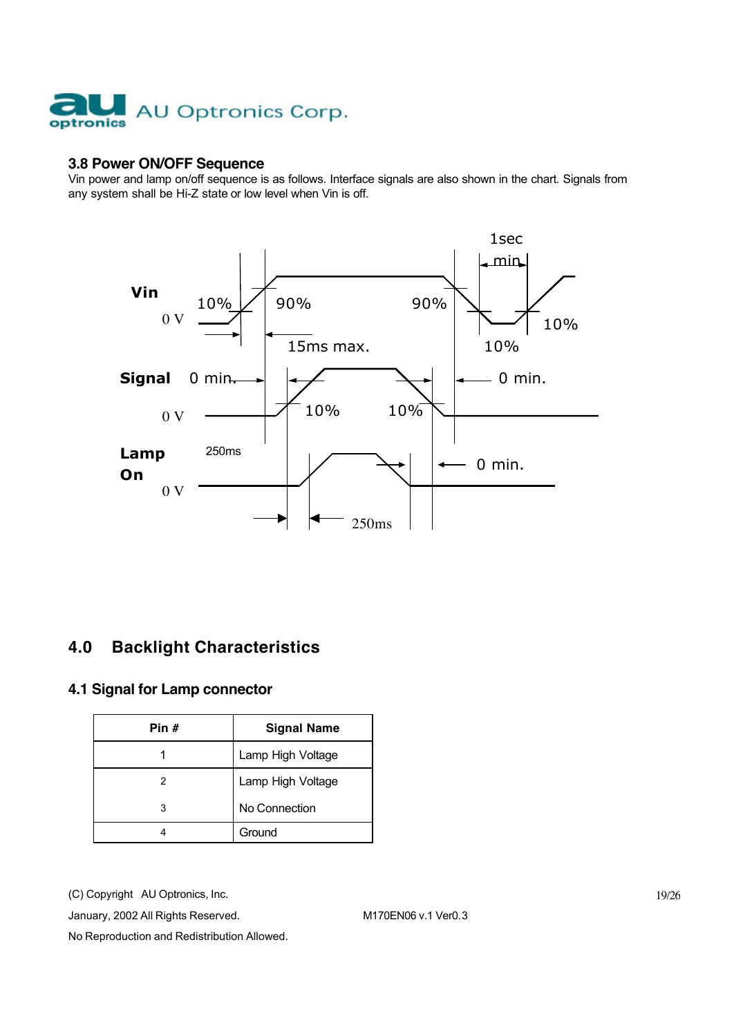### 3.8 Power ON/OFF Sequence

Vin power and lamp on/off sequence is as follows. Interface signals are also shown in the chart. Signals from any system shall be Hi-Z state or low level when Vin is off.

## 4.0 Backlight Characteristics

### 4.1 Signal for Lamp connector

| Pin # | Signal Name |
|---|---|
| 1 | Lamp High Voltage |
| 2 | Lamp High Voltage |
| 3 | No Connection |
| 4 | Ground |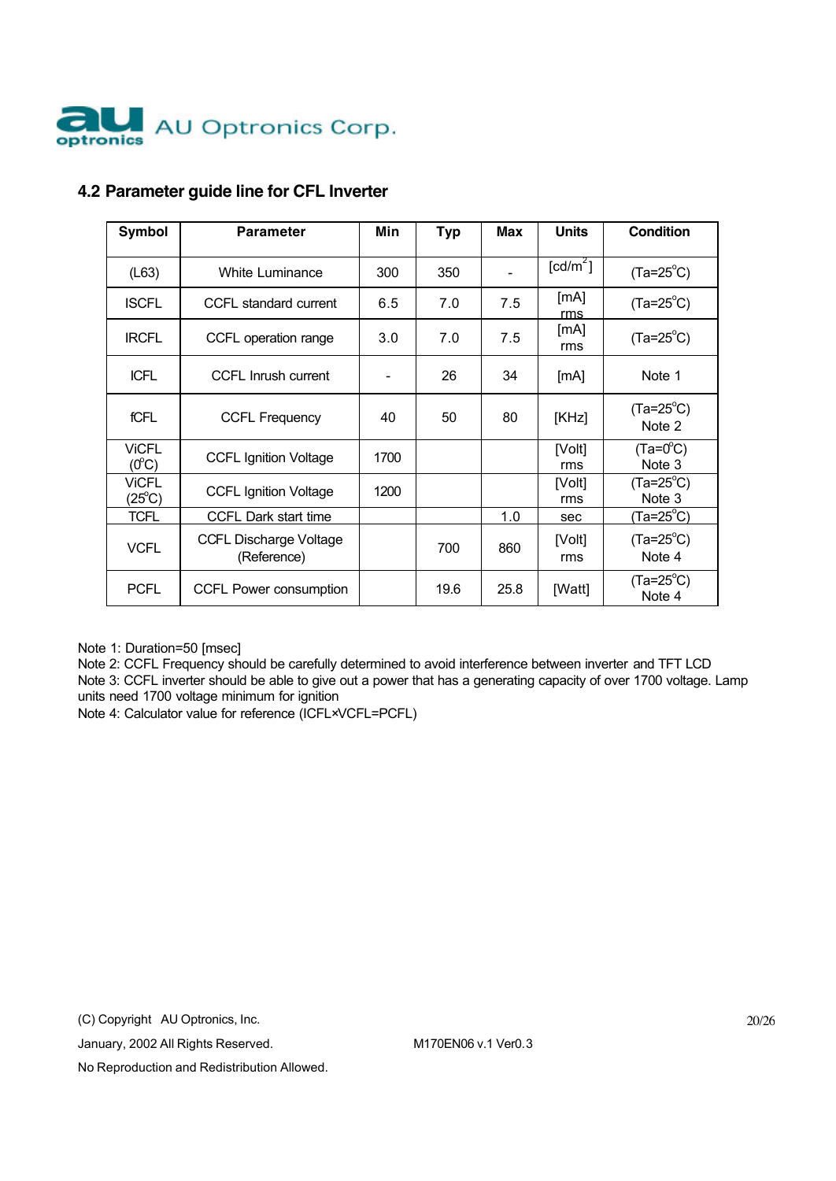## 4.2 Parameter guide line for CFL Inverter

| Symbol | Parameter | Min | Typ | Max | Units | Condition |
|---|---|---|---|---|---|---|
| (L63) | White Luminance | 300 | 350 | - | [cd/m$^2$] | (Ta=25°C) |
| ISCFL | CCFL standard current | 6.5 | 7.0 | 7.5 | [mA] rms | (Ta=25°C) |
| IRCFL | CCFL operation range | 3.0 | 7.0 | 7.5 | [mA] rms | (Ta=25°C) |
| ICFL | CCFL Inrush current | - | 26 | 34 | [mA] | Note 1 |
| fCFL | CCFL Frequency | 40 | 50 | 80 | [KHz] | (Ta=25°C) Note 2 |
| ViCFL (0°C) | CCFL Ignition Voltage | 1700 | | | [Volt] rms | (Ta=0°C) Note 3 |
| ViCFL (25°C) | CCFL Ignition Voltage | 1200 | | | [Volt] rms | (Ta=25°C) Note 3 |
| TCFL | CCFL Dark start time | | | 1.0 | sec | (Ta=25°C) |
| VCFL | CCFL Discharge Voltage (Reference) | | 700 | 860 | [Volt] rms | (Ta=25°C) Note 4 |
| PCFL | CCFL Power consumption | | 19.6 | 25.8 | [Watt] | (Ta=25°C) Note 4 |

Note 1: Duration=50 [msec]
Note 2: CCFL Frequency should be carefully determined to avoid interference between inverter and TFT LCD
Note 3: CCFL inverter should be able to give out a power that has a generating capacity of over 1700 voltage. Lamp units need 1700 voltage minimum for ignition
Note 4: Calculator value for reference (ICFL×VCFL=PCFL)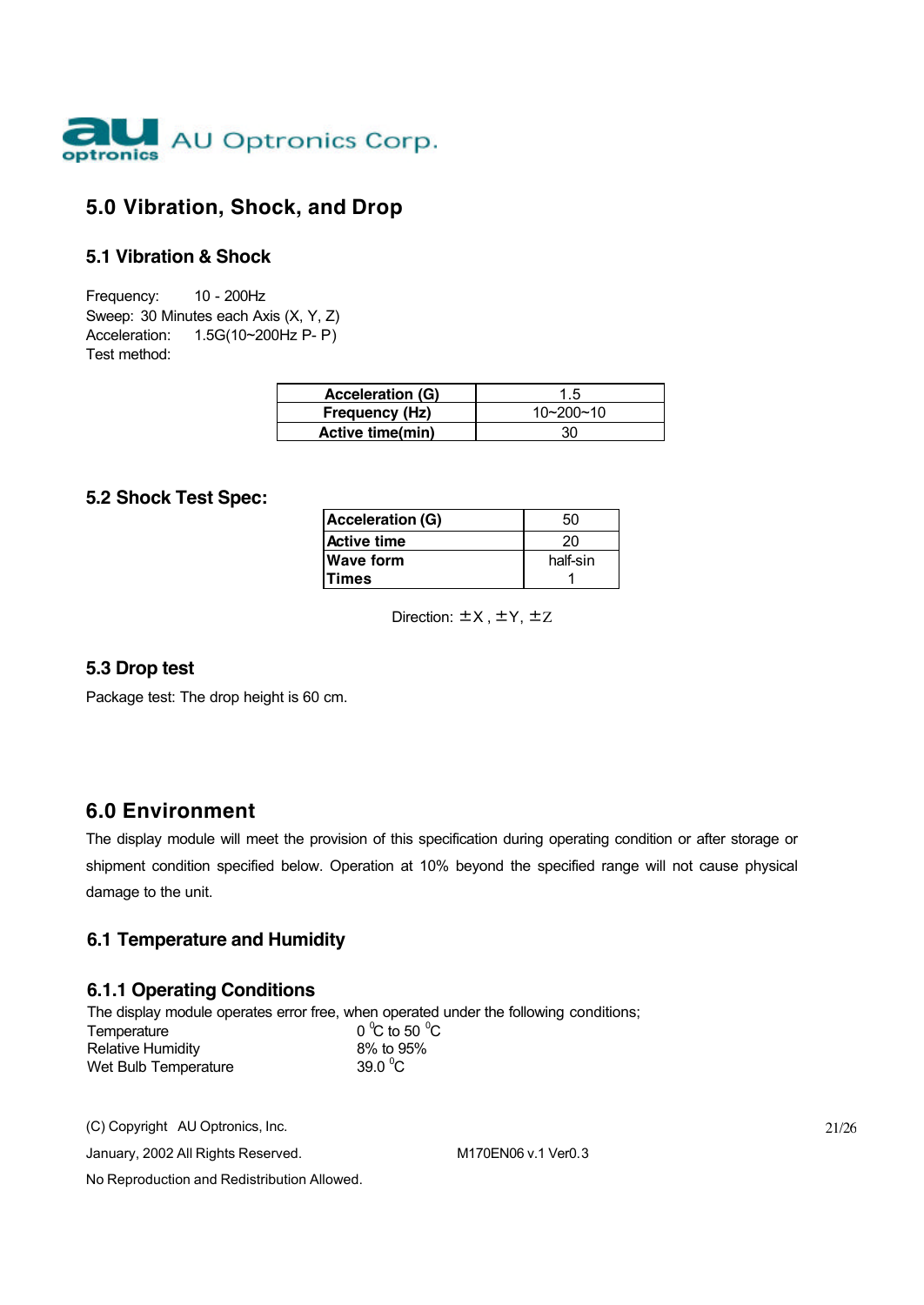## 5.0 Vibration, Shock, and Drop

### 5.1 Vibration & Shock

Frequency: 10 - 200Hz
Sweep: 30 Minutes each Axis (X, Y, Z)
Acceleration: 1.5G(10~200Hz P- P)
Test method:

| Acceleration (G) | 1.5 |
|---|---|
| Frequency (Hz) | 10~200~10 |
| Active time(min) | 30 |

### 5.2 Shock Test Spec:

| Acceleration (G) | 50 |
|---|---|
| Active time | 20 |
| Wave form | half-sin |
| Times | 1 |

Direction: ±X , ±Y, ±Z

### 5.3 Drop test

Package test: The drop height is 60 cm.

## 6.0 Environment

The display module will meet the provision of this specification during operating condition or after storage or shipment condition specified below. Operation at 10% beyond the specified range will not cause physical damage to the unit.

### 6.1 Temperature and Humidity

#### 6.1.1 Operating Conditions

The display module operates error free, when operated under the following conditions;

| | |
|---|---|
| Temperature | 0 °C to 50 °C |
| Relative Humidity | 8% to 95% |
| Wet Bulb Temperature | 39.0 °C |

(C) Copyright AU Optronics, Inc.
January, 2002 All Rights Reserved. M170EN06 v.1 Ver0.3
No Reproduction and Redistribution Allowed.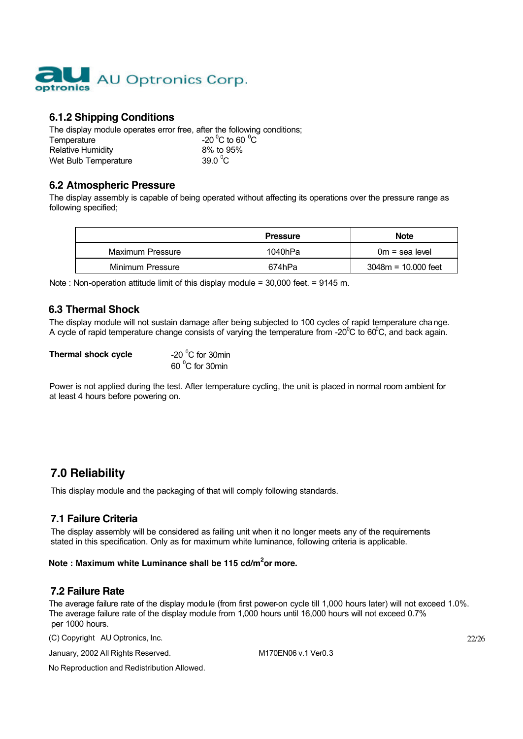### 6.1.2 Shipping Conditions

The display module operates error free, after the following conditions;

Temperature -20 °C to 60 °C
Relative Humidity 8% to 95%
Wet Bulb Temperature 39.0 °C

### 6.2 Atmospheric Pressure

The display assembly is capable of being operated without affecting its operations over the pressure range as following specified;

| | Pressure | Note |
|---|---|---|
| Maximum Pressure | 1040hPa | 0m = sea level |
| Minimum Pressure | 674hPa | 3048m = 10.000 feet |

Note : Non-operation attitude limit of this display module = 30,000 feet. = 9145 m.

### 6.3 Thermal Shock

The display module will not sustain damage after being subjected to 100 cycles of rapid temperature change. A cycle of rapid temperature change consists of varying the temperature from -20°C to 60°C, and back again.

**Thermal shock cycle** -20 °C for 30min
60 °C for 30min

Power is not applied during the test. After temperature cycling, the unit is placed in normal room ambient for at least 4 hours before powering on.

## 7.0 Reliability

This display module and the packaging of that will comply following standards.

### 7.1 Failure Criteria

The display assembly will be considered as failing unit when it no longer meets any of the requirements stated in this specification. Only as for maximum white luminance, following criteria is applicable.

**Note : Maximum white Luminance shall be 115 cd/m$^2$ or more.**

### 7.2 Failure Rate

The average failure rate of the display module (from first power-on cycle till 1,000 hours later) will not exceed 1.0%.
The average failure rate of the display module from 1,000 hours until 16,000 hours will not exceed 0.7% per 1000 hours.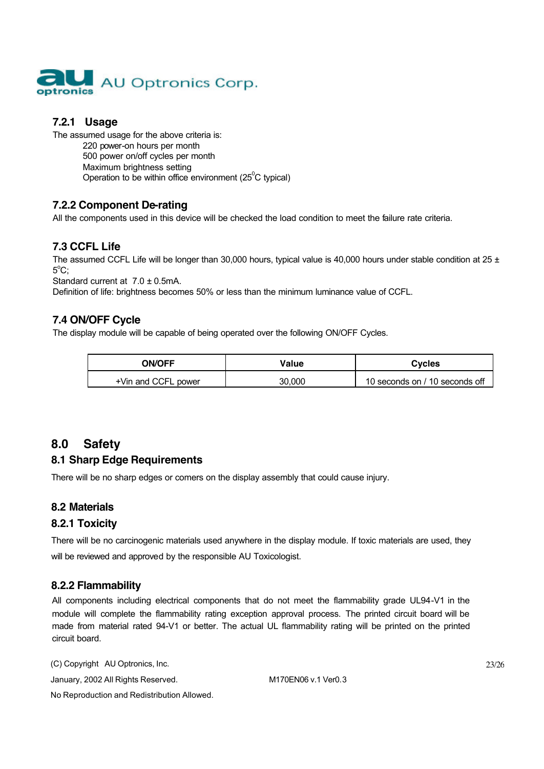### 7.2.1 Usage

The assumed usage for the above criteria is:

- 220 power-on hours per month
- 500 power on/off cycles per month
- Maximum brightness setting
- Operation to be within office environment (25$^0$C typical)

### 7.2.2 Component De-rating

All the components used in this device will be checked the load condition to meet the failure rate criteria.

## 7.3 CCFL Life

The assumed CCFL Life will be longer than 30,000 hours, typical value is 40,000 hours under stable condition at 25 ± 5$^o$C;

Standard current at 7.0 ± 0.5mA.

Definition of life: brightness becomes 50% or less than the minimum luminance value of CCFL.

## 7.4 ON/OFF Cycle

The display module will be capable of being operated over the following ON/OFF Cycles.

| ON/OFF | Value | Cycles |
|---|---|---|
| +Vin and CCFL power | 30,000 | 10 seconds on / 10 seconds off |

# 8.0 Safety

## 8.1 Sharp Edge Requirements

There will be no sharp edges or comers on the display assembly that could cause injury.

## 8.2 Materials

### 8.2.1 Toxicity

There will be no carcinogenic materials used anywhere in the display module. If toxic materials are used, they will be reviewed and approved by the responsible AU Toxicologist.

### 8.2.2 Flammability

All components including electrical components that do not meet the flammability grade UL94-V1 in the module will complete the flammability rating exception approval process. The printed circuit board will be made from material rated 94-V1 or better. The actual UL flammability rating will be printed on the printed circuit board.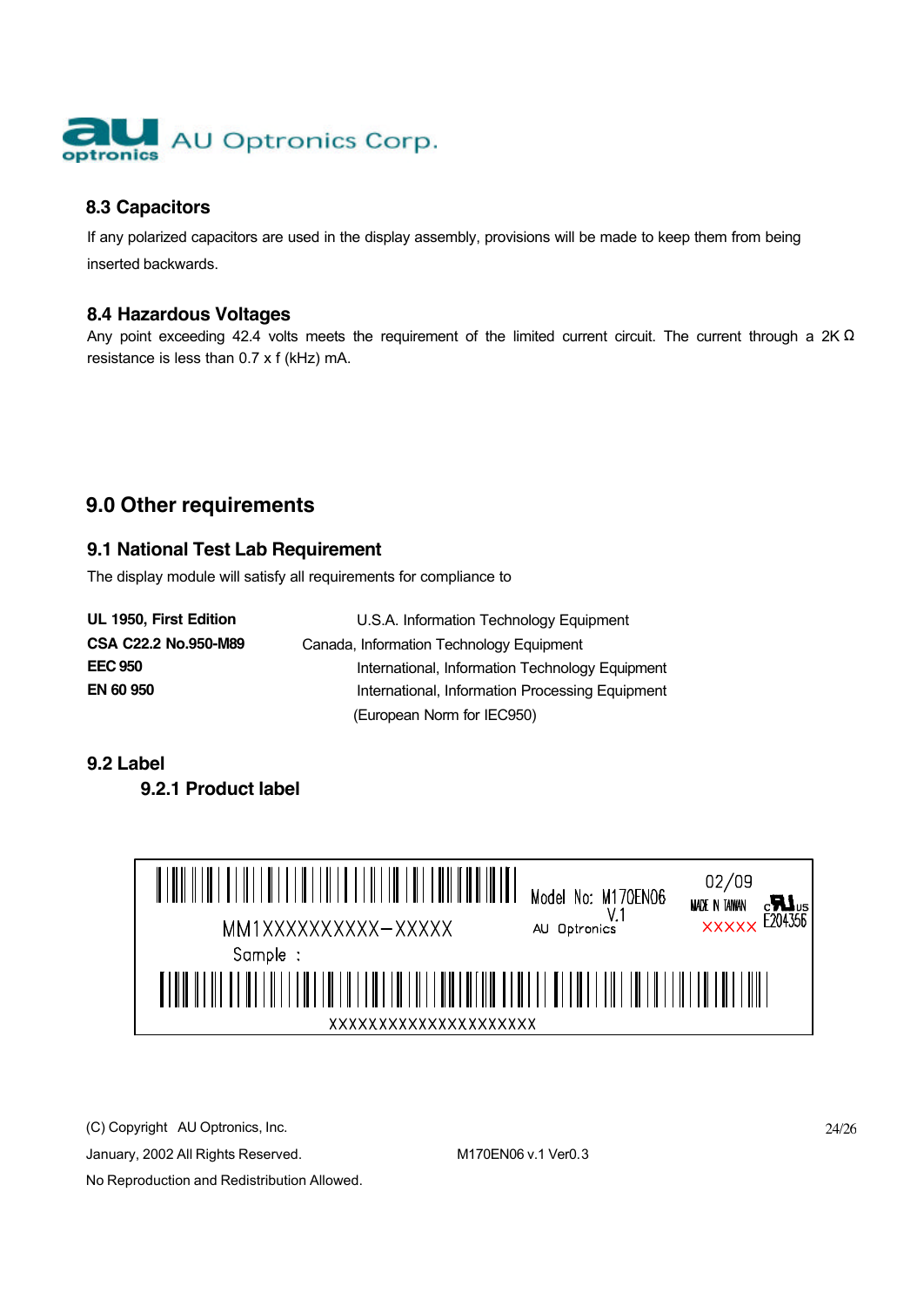### 8.3 Capacitors

If any polarized capacitors are used in the display assembly, provisions will be made to keep them from being inserted backwards.

### 8.4 Hazardous Voltages

Any point exceeding 42.4 volts meets the requirement of the limited current circuit. The current through a 2K Ω resistance is less than 0.7 x f (kHz) mA.

## 9.0 Other requirements

### 9.1 National Test Lab Requirement

The display module will satisfy all requirements for compliance to

| | |
|---|---|
| **UL 1950, First Edition** | U.S.A. Information Technology Equipment |
| **CSA C22.2 No.950-M89** | Canada, Information Technology Equipment |
| **EEC 950** | International, Information Technology Equipment |
| **EN 60 950** | International, Information Processing Equipment (European Norm for IEC950) |

### 9.2 Label

#### 9.2.1 Product label

MM1XXXXXXXXXX–XXXXX

Sample :

XXXXXXXXXXXXXXXXXXXX

Model No: M170EN06 V.1

AU Optronics

02/09

MADE IN TAIWAN

XXXXX

c UL us E204356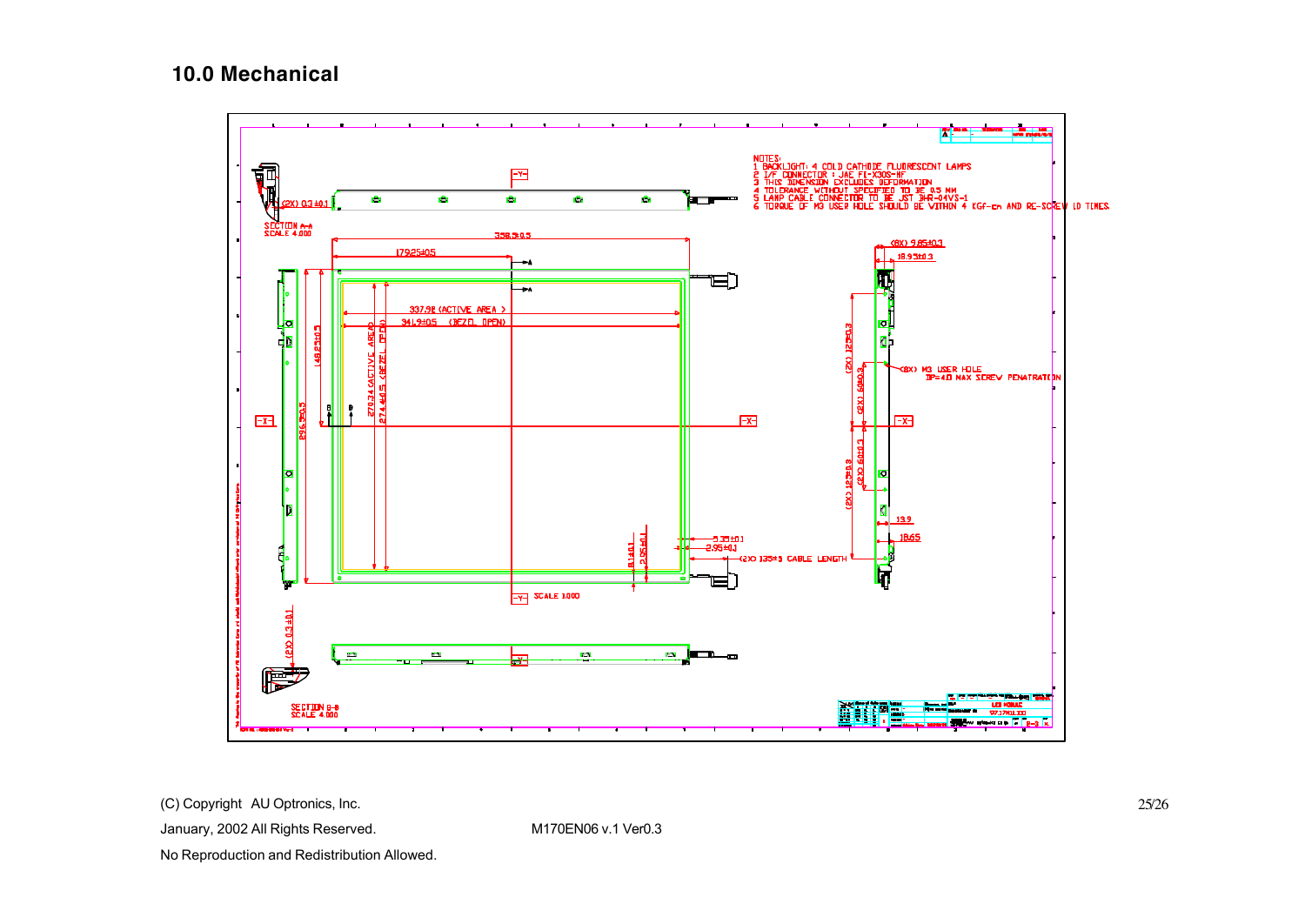## 10.0 Mechanical

NOTES:
1 BACKLIGHT: 4 COLD CATHODE FLUORESCENT LAMPS
2 I/F CONNECTOR : JAE FI-X30S-HF
3 THIS DIMENSION EXCLUDES DEFORMATION
4 TOLERANCE WITHOUT SPECIFIED TO BE 0.5 MM
5 LAMP CABLE CONNECTOR TO BE JST BHR-04VS-1
6 TORQUE OF M3 USER HOLE SHOULD BE WITHIN 4 KGf-cm AND RE-SCREW 10 TIMES.

SECTION A-A
SCALE 4.000

(2X) 0.3±0.1

358.5±0.5

179.25±0.5

337.92 (ACTIVE AREA)

341.9±0.5 (BEZEL OPEN)

148.25±0.5

296.5±0.5

270.34 (ACTIVE AREA)

274.4±0.5 (BEZEL OPEN)

(8X) 9.65±0.3

18.95±0.3

(2X) 129±0.3

(2X) 60±0.3

(8X) M3 USER HOLE
DP=4.0 MAX SCREW PENETRATION

5.35±0.1

2.95±0.1

8.1±0.1

2.95±0.1

(2X) 135±5 CABLE LENGTH

13.9

18.65

SCALE 1.000

SECTION B-B
SCALE 4.000

LCD MODULE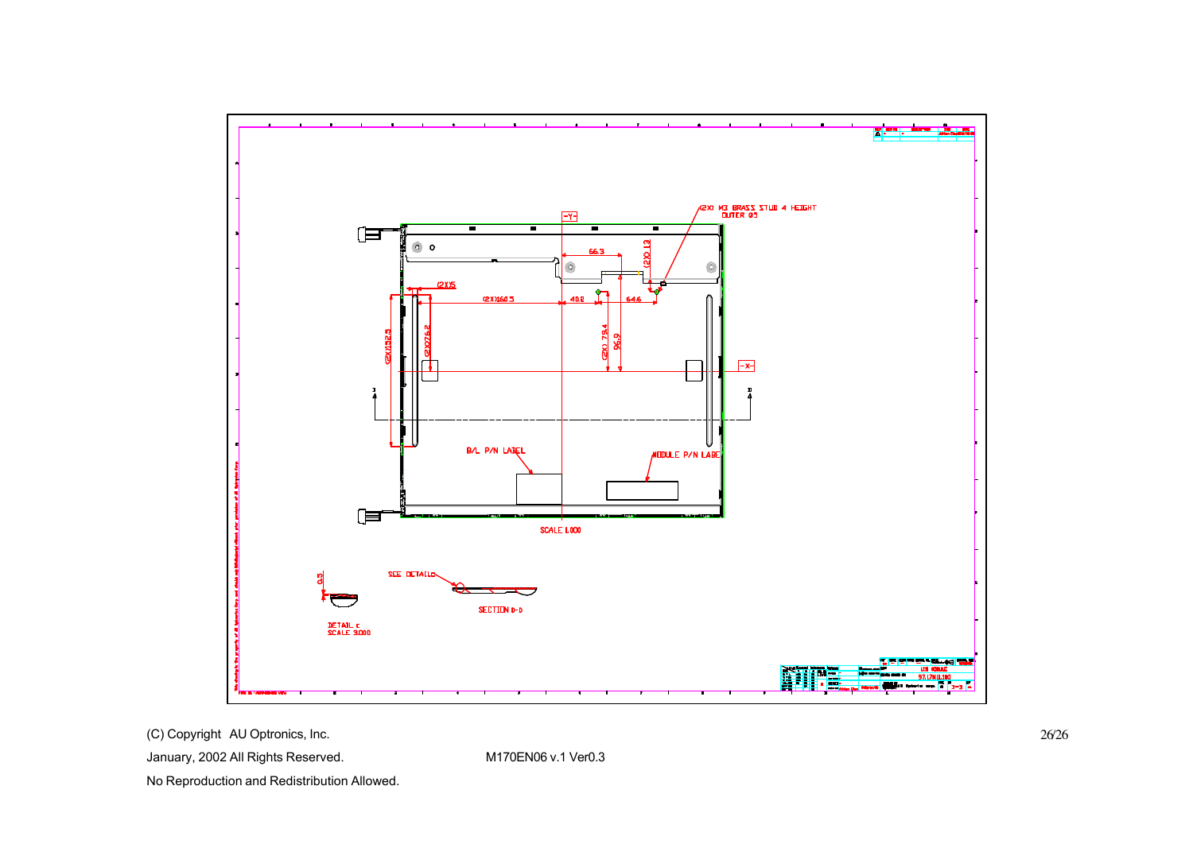(2X) M3 BRASS STUD 4 HEIGHT
OUTER Ø5

-Y-

66.3

(2X) 13

(2X)5

(2X)160.5

40.8

64.6

(2X)132.5

(2X)76.2

(2X) 79.4

96.9

-X-

D

D

B/L P/N LABEL

MODULE P/N LABEL

SCALE 1.000

SEE DETAIL C

0.5

SECTION D-D

DETAIL C
SCALE 3.000

LCD MODULE

97.17M16.180

3-3

(C) Copyright AU Optronics, Inc.

January, 2002 All Rights Reserved. M170EN06 v.1 Ver0.3

No Reproduction and Redistribution Allowed.